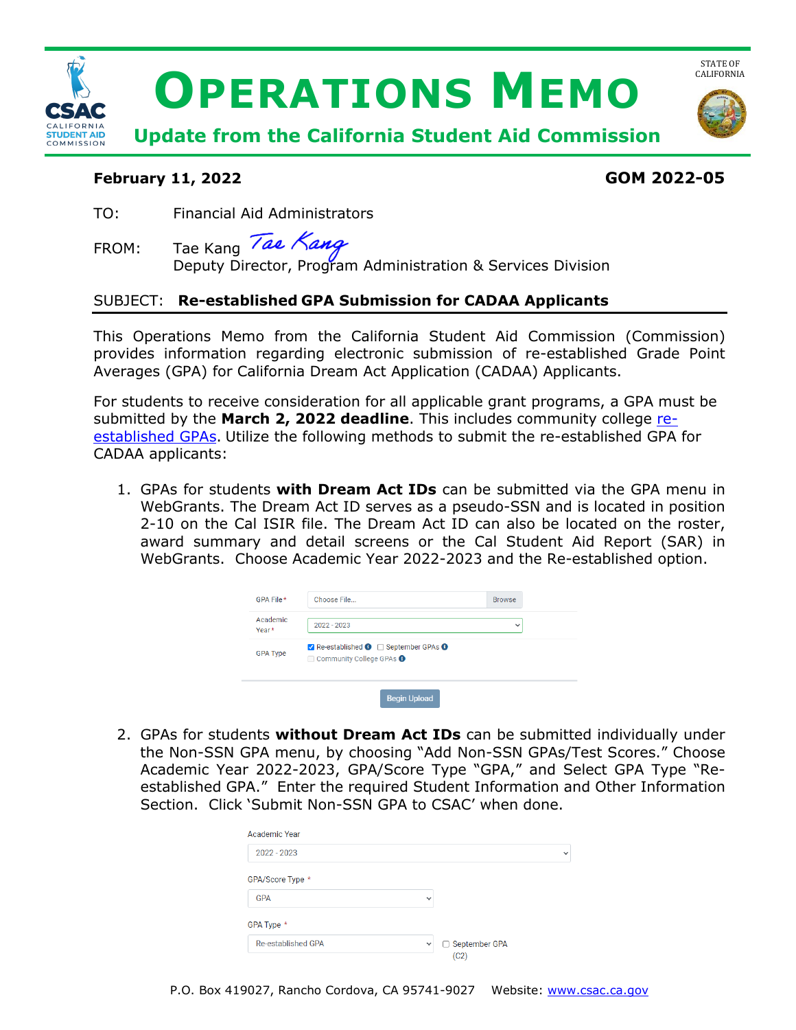# OPERATIONS MEMO

**Update from the California Student Aid Commission**

STATE OF CALIFORNIA

**February 11, 2022** **GOM 2022-05**

TO: Financial Aid Administrators

FROM: Tae Kang
Deputy Director, Program Administration & Services Division

SUBJECT: **Re-established GPA Submission for CADAA Applicants**

This Operations Memo from the California Student Aid Commission (Commission) provides information regarding electronic submission of re-established Grade Point Averages (GPA) for California Dream Act Application (CADAA) Applicants.

For students to receive consideration for all applicable grant programs, a GPA must be submitted by the **March 2, 2022 deadline**. This includes community college re-established GPAs. Utilize the following methods to submit the re-established GPA for CADAA applicants:

1. GPAs for students **with Dream Act IDs** can be submitted via the GPA menu in WebGrants. The Dream Act ID serves as a pseudo-SSN and is located in position 2-10 on the Cal ISIR file. The Dream Act ID can also be located on the roster, award summary and detail screens or the Cal Student Aid Report (SAR) in WebGrants. Choose Academic Year 2022-2023 and the Re-established option.

   GPA File* — Choose File... — Browse
   Academic Year* — 2022 - 2023
   GPA Type — [x] Re-established [ ] September GPAs [ ] Community College GPAs
   Begin Upload

2. GPAs for students **without Dream Act IDs** can be submitted individually under the Non-SSN GPA menu, by choosing "Add Non-SSN GPAs/Test Scores." Choose Academic Year 2022-2023, GPA/Score Type "GPA," and Select GPA Type "Re-established GPA." Enter the required Student Information and Other Information Section. Click 'Submit Non-SSN GPA to CSAC' when done.

   Academic Year — 2022 - 2023
   GPA/Score Type * — GPA
   GPA Type * — Re-established GPA — [ ] September GPA (C2)

P.O. Box 419027, Rancho Cordova, CA 95741-9027 Website: www.csac.ca.gov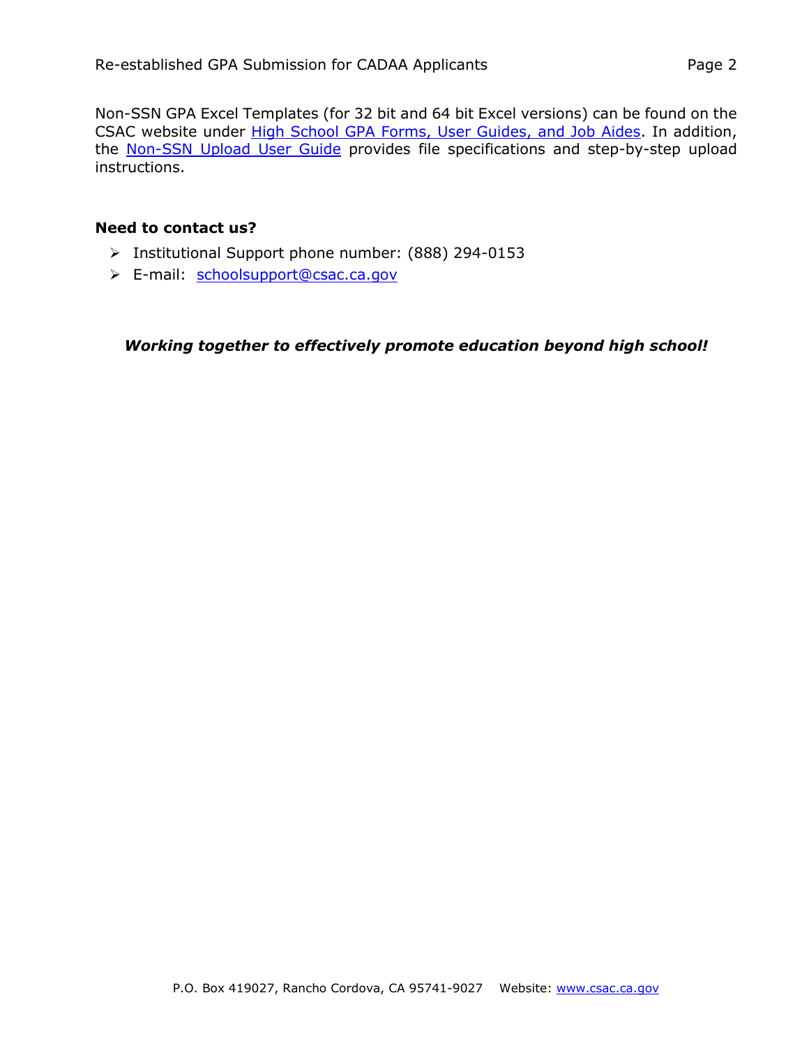Non-SSN GPA Excel Templates (for 32 bit and 64 bit Excel versions) can be found on the CSAC website under High School GPA Forms, User Guides, and Job Aides. In addition, the Non-SSN Upload User Guide provides file specifications and step-by-step upload instructions.

**Need to contact us?**

- Institutional Support phone number: (888) 294-0153
- E-mail: schoolsupport@csac.ca.gov

***Working together to effectively promote education beyond high school!***